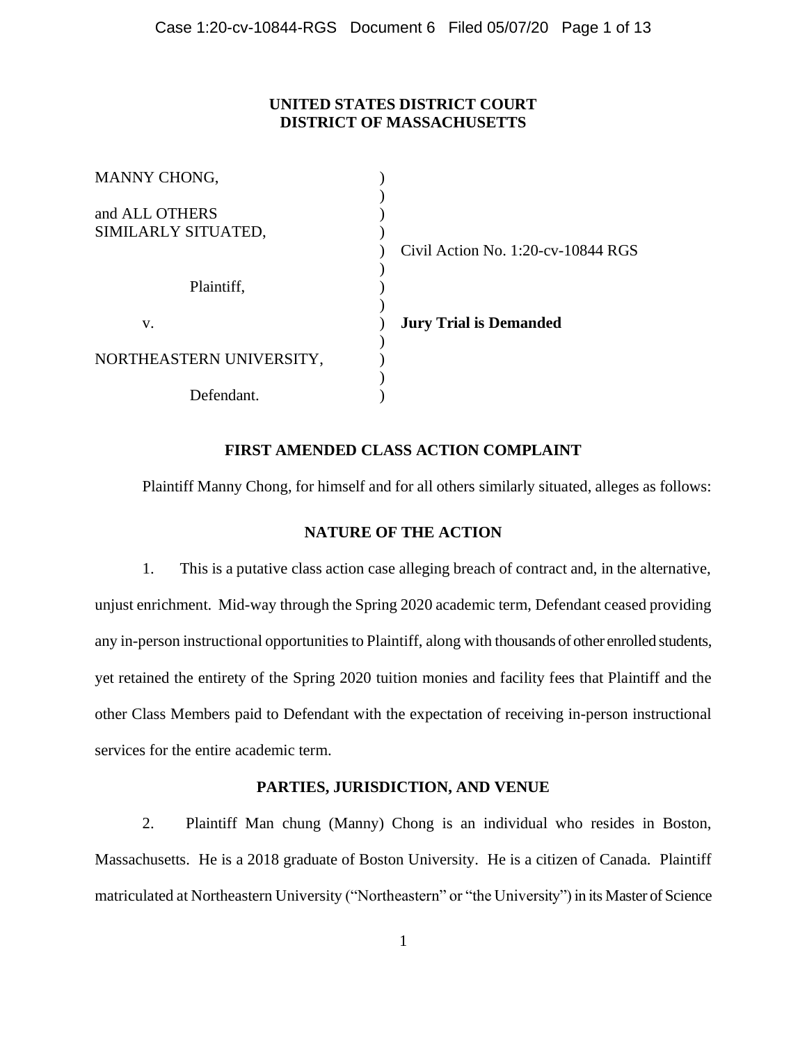**UNITED STATES DISTRICT COURT**
**DISTRICT OF MASSACHUSETTS**

| | | |
|---|---|---|
| MANNY CHONG, | ) | |
| | ) | |
| and ALL OTHERS | ) | |
| SIMILARLY SITUATED, | ) | |
| | ) | Civil Action No. 1:20-cv-10844 RGS |
| | ) | |
| Plaintiff, | ) | |
| | ) | |
| v. | ) | **Jury Trial is Demanded** |
| | ) | |
| NORTHEASTERN UNIVERSITY, | ) | |
| | ) | |
| Defendant. | ) | |

## FIRST AMENDED CLASS ACTION COMPLAINT

Plaintiff Manny Chong, for himself and for all others similarly situated, alleges as follows:

## NATURE OF THE ACTION

1. This is a putative class action case alleging breach of contract and, in the alternative, unjust enrichment. Mid-way through the Spring 2020 academic term, Defendant ceased providing any in-person instructional opportunities to Plaintiff, along with thousands of other enrolled students, yet retained the entirety of the Spring 2020 tuition monies and facility fees that Plaintiff and the other Class Members paid to Defendant with the expectation of receiving in-person instructional services for the entire academic term.

## PARTIES, JURISDICTION, AND VENUE

2. Plaintiff Man chung (Manny) Chong is an individual who resides in Boston, Massachusetts. He is a 2018 graduate of Boston University. He is a citizen of Canada. Plaintiff matriculated at Northeastern University ("Northeastern" or "the University") in its Master of Science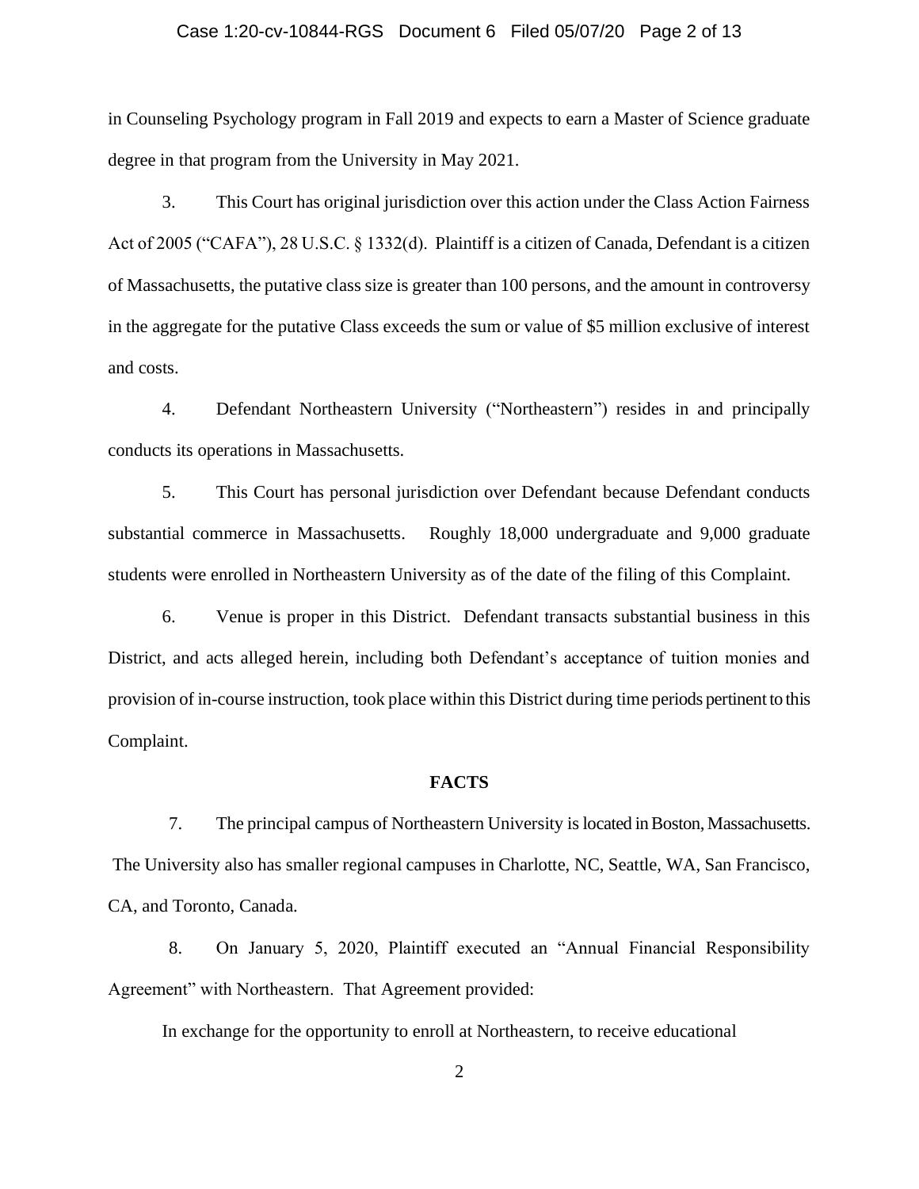in Counseling Psychology program in Fall 2019 and expects to earn a Master of Science graduate degree in that program from the University in May 2021.

3. This Court has original jurisdiction over this action under the Class Action Fairness Act of 2005 ("CAFA"), 28 U.S.C. § 1332(d). Plaintiff is a citizen of Canada, Defendant is a citizen of Massachusetts, the putative class size is greater than 100 persons, and the amount in controversy in the aggregate for the putative Class exceeds the sum or value of $5 million exclusive of interest and costs.

4. Defendant Northeastern University ("Northeastern") resides in and principally conducts its operations in Massachusetts.

5. This Court has personal jurisdiction over Defendant because Defendant conducts substantial commerce in Massachusetts. Roughly 18,000 undergraduate and 9,000 graduate students were enrolled in Northeastern University as of the date of the filing of this Complaint.

6. Venue is proper in this District. Defendant transacts substantial business in this District, and acts alleged herein, including both Defendant's acceptance of tuition monies and provision of in-course instruction, took place within this District during time periods pertinent to this Complaint.

**FACTS**

7. The principal campus of Northeastern University is located in Boston, Massachusetts. The University also has smaller regional campuses in Charlotte, NC, Seattle, WA, San Francisco, CA, and Toronto, Canada.

8. On January 5, 2020, Plaintiff executed an "Annual Financial Responsibility Agreement" with Northeastern. That Agreement provided:

> In exchange for the opportunity to enroll at Northeastern, to receive educational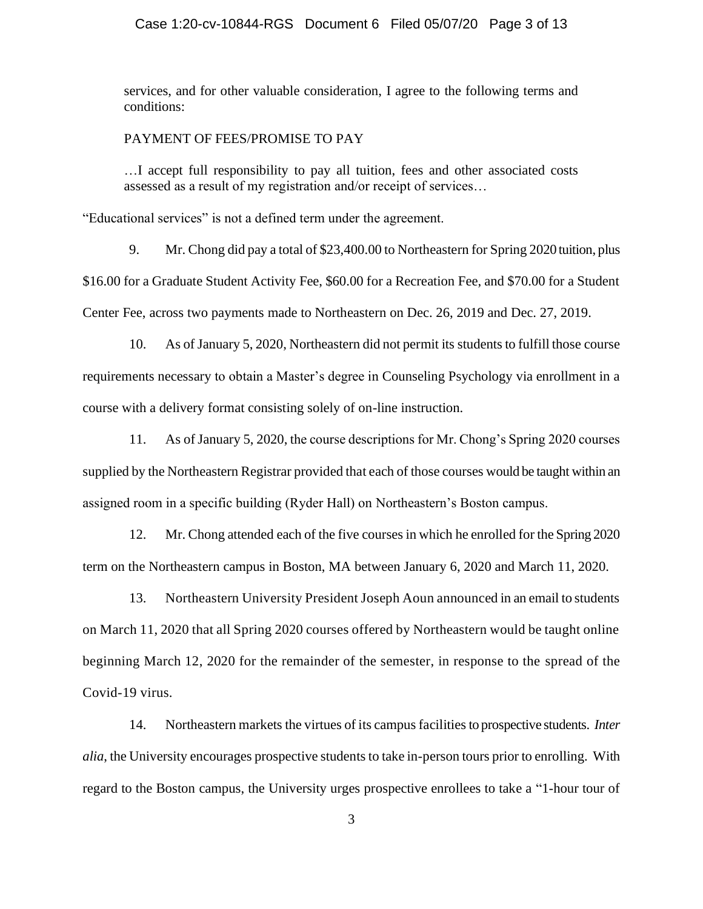> services, and for other valuable consideration, I agree to the following terms and conditions:
>
> PAYMENT OF FEES/PROMISE TO PAY
>
> …I accept full responsibility to pay all tuition, fees and other associated costs assessed as a result of my registration and/or receipt of services…

"Educational services" is not a defined term under the agreement.

9. Mr. Chong did pay a total of $23,400.00 to Northeastern for Spring 2020 tuition, plus $16.00 for a Graduate Student Activity Fee, $60.00 for a Recreation Fee, and $70.00 for a Student Center Fee, across two payments made to Northeastern on Dec. 26, 2019 and Dec. 27, 2019.

10. As of January 5, 2020, Northeastern did not permit its students to fulfill those course requirements necessary to obtain a Master's degree in Counseling Psychology via enrollment in a course with a delivery format consisting solely of on-line instruction.

11. As of January 5, 2020, the course descriptions for Mr. Chong's Spring 2020 courses supplied by the Northeastern Registrar provided that each of those courses would be taught within an assigned room in a specific building (Ryder Hall) on Northeastern's Boston campus.

12. Mr. Chong attended each of the five courses in which he enrolled for the Spring 2020 term on the Northeastern campus in Boston, MA between January 6, 2020 and March 11, 2020.

13. Northeastern University President Joseph Aoun announced in an email to students on March 11, 2020 that all Spring 2020 courses offered by Northeastern would be taught online beginning March 12, 2020 for the remainder of the semester, in response to the spread of the Covid-19 virus.

14. Northeastern markets the virtues of its campus facilities to prospective students. *Inter alia*, the University encourages prospective students to take in-person tours prior to enrolling. With regard to the Boston campus, the University urges prospective enrollees to take a "1-hour tour of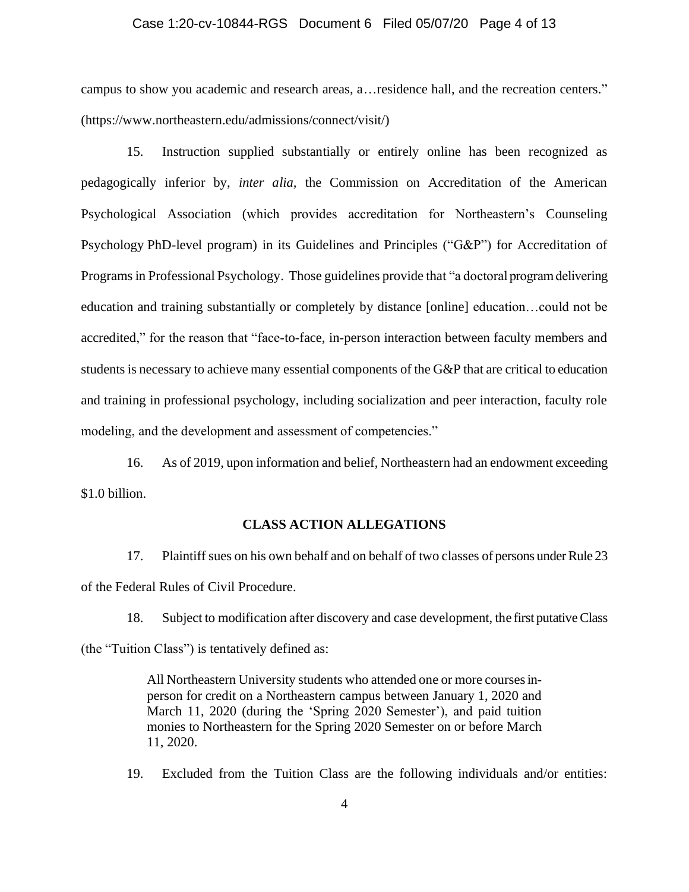campus to show you academic and research areas, a…residence hall, and the recreation centers." (https://www.northeastern.edu/admissions/connect/visit/)

15. Instruction supplied substantially or entirely online has been recognized as pedagogically inferior by, *inter alia*, the Commission on Accreditation of the American Psychological Association (which provides accreditation for Northeastern's Counseling Psychology PhD-level program) in its Guidelines and Principles ("G&P") for Accreditation of Programs in Professional Psychology. Those guidelines provide that "a doctoral program delivering education and training substantially or completely by distance [online] education…could not be accredited," for the reason that "face-to-face, in-person interaction between faculty members and students is necessary to achieve many essential components of the G&P that are critical to education and training in professional psychology, including socialization and peer interaction, faculty role modeling, and the development and assessment of competencies."

16. As of 2019, upon information and belief, Northeastern had an endowment exceeding $1.0 billion.

## CLASS ACTION ALLEGATIONS

17. Plaintiff sues on his own behalf and on behalf of two classes of persons under Rule 23 of the Federal Rules of Civil Procedure.

18. Subject to modification after discovery and case development, the first putative Class (the "Tuition Class") is tentatively defined as:

> All Northeastern University students who attended one or more courses in-person for credit on a Northeastern campus between January 1, 2020 and March 11, 2020 (during the 'Spring 2020 Semester'), and paid tuition monies to Northeastern for the Spring 2020 Semester on or before March 11, 2020.

19. Excluded from the Tuition Class are the following individuals and/or entities: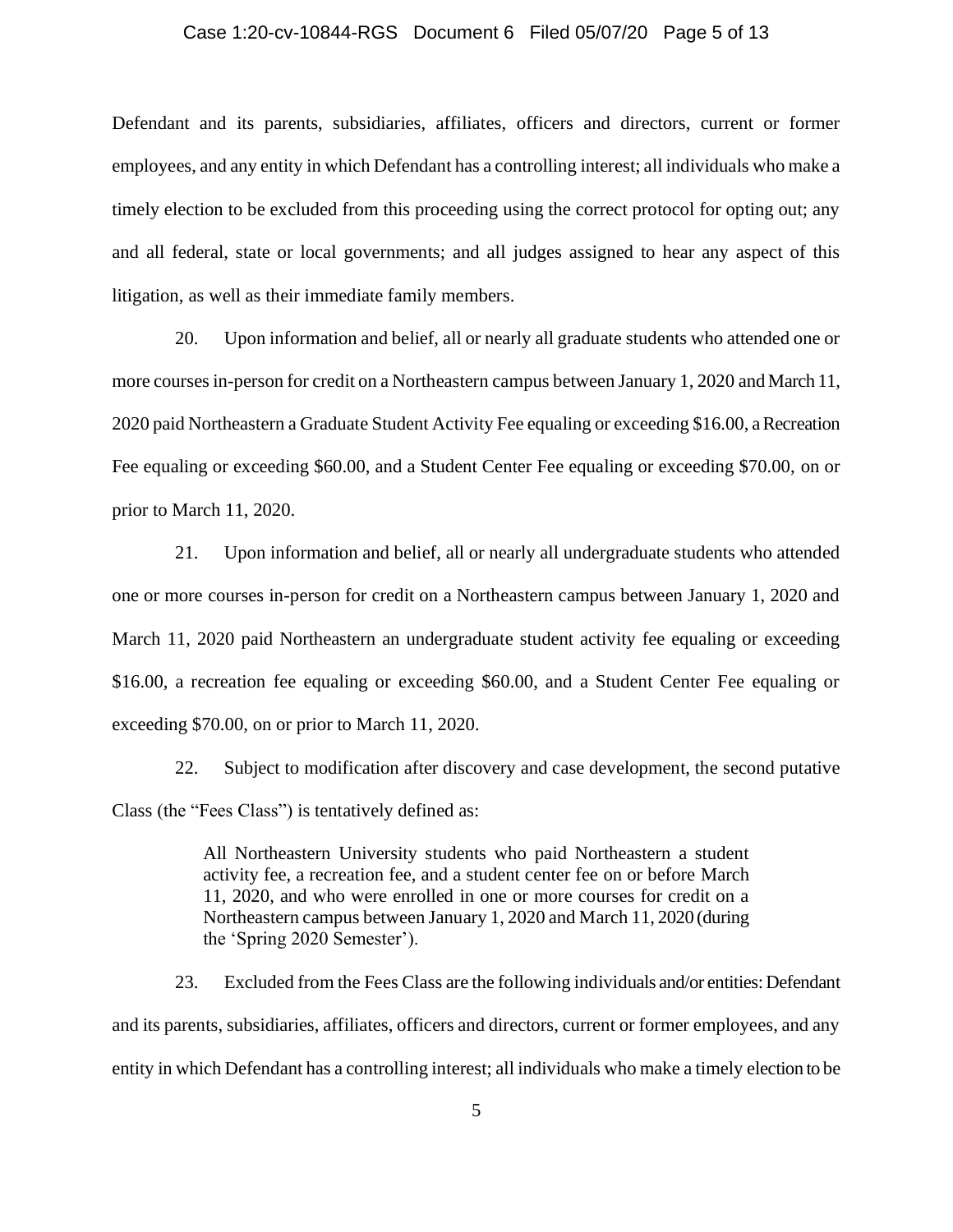Defendant and its parents, subsidiaries, affiliates, officers and directors, current or former employees, and any entity in which Defendant has a controlling interest; all individuals who make a timely election to be excluded from this proceeding using the correct protocol for opting out; any and all federal, state or local governments; and all judges assigned to hear any aspect of this litigation, as well as their immediate family members.

20. Upon information and belief, all or nearly all graduate students who attended one or more courses in-person for credit on a Northeastern campus between January 1, 2020 and March 11, 2020 paid Northeastern a Graduate Student Activity Fee equaling or exceeding $16.00, a Recreation Fee equaling or exceeding $60.00, and a Student Center Fee equaling or exceeding $70.00, on or prior to March 11, 2020.

21. Upon information and belief, all or nearly all undergraduate students who attended one or more courses in-person for credit on a Northeastern campus between January 1, 2020 and March 11, 2020 paid Northeastern an undergraduate student activity fee equaling or exceeding $16.00, a recreation fee equaling or exceeding $60.00, and a Student Center Fee equaling or exceeding $70.00, on or prior to March 11, 2020.

22. Subject to modification after discovery and case development, the second putative Class (the "Fees Class") is tentatively defined as:

> All Northeastern University students who paid Northeastern a student activity fee, a recreation fee, and a student center fee on or before March 11, 2020, and who were enrolled in one or more courses for credit on a Northeastern campus between January 1, 2020 and March 11, 2020 (during the 'Spring 2020 Semester').

23. Excluded from the Fees Class are the following individuals and/or entities: Defendant and its parents, subsidiaries, affiliates, officers and directors, current or former employees, and any entity in which Defendant has a controlling interest; all individuals who make a timely election to be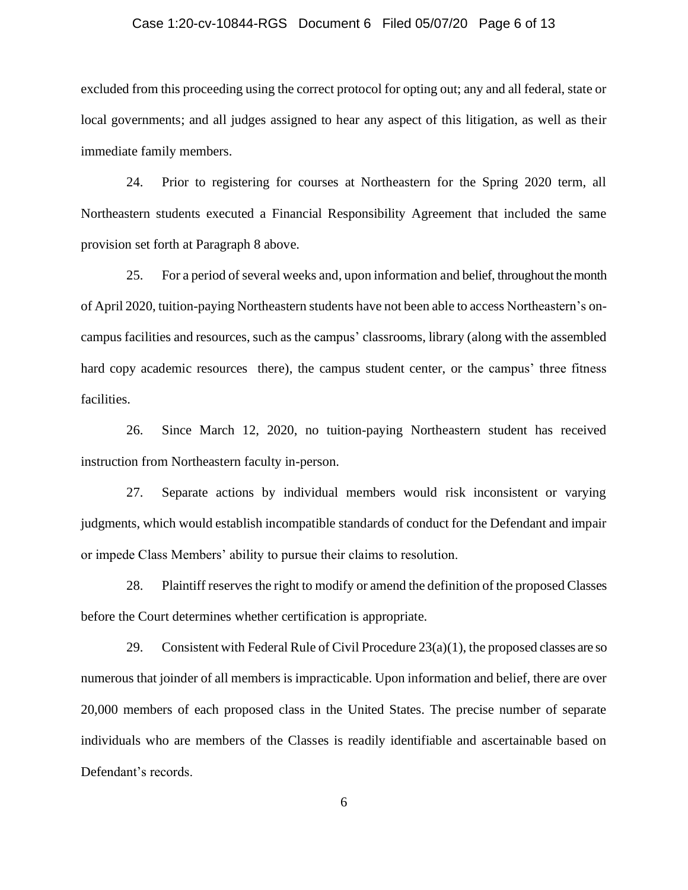excluded from this proceeding using the correct protocol for opting out; any and all federal, state or local governments; and all judges assigned to hear any aspect of this litigation, as well as their immediate family members.

24. Prior to registering for courses at Northeastern for the Spring 2020 term, all Northeastern students executed a Financial Responsibility Agreement that included the same provision set forth at Paragraph 8 above.

25. For a period of several weeks and, upon information and belief, throughout the month of April 2020, tuition-paying Northeastern students have not been able to access Northeastern's on-campus facilities and resources, such as the campus' classrooms, library (along with the assembled hard copy academic resources there), the campus student center, or the campus' three fitness facilities.

26. Since March 12, 2020, no tuition-paying Northeastern student has received instruction from Northeastern faculty in-person.

27. Separate actions by individual members would risk inconsistent or varying judgments, which would establish incompatible standards of conduct for the Defendant and impair or impede Class Members' ability to pursue their claims to resolution.

28. Plaintiff reserves the right to modify or amend the definition of the proposed Classes before the Court determines whether certification is appropriate.

29. Consistent with Federal Rule of Civil Procedure 23(a)(1), the proposed classes are so numerous that joinder of all members is impracticable. Upon information and belief, there are over 20,000 members of each proposed class in the United States. The precise number of separate individuals who are members of the Classes is readily identifiable and ascertainable based on Defendant's records.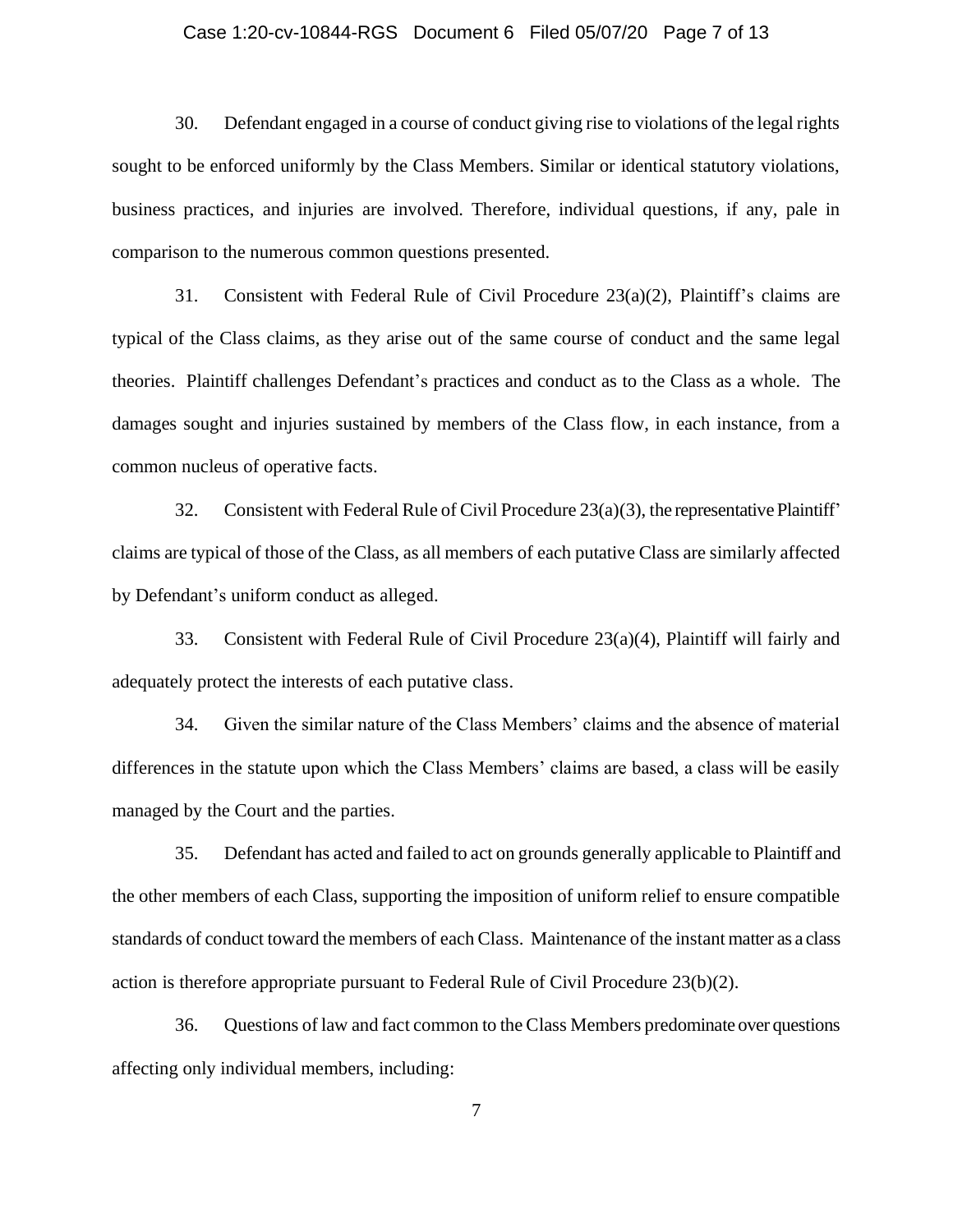30. Defendant engaged in a course of conduct giving rise to violations of the legal rights sought to be enforced uniformly by the Class Members. Similar or identical statutory violations, business practices, and injuries are involved. Therefore, individual questions, if any, pale in comparison to the numerous common questions presented.

31. Consistent with Federal Rule of Civil Procedure 23(a)(2), Plaintiff's claims are typical of the Class claims, as they arise out of the same course of conduct and the same legal theories. Plaintiff challenges Defendant's practices and conduct as to the Class as a whole. The damages sought and injuries sustained by members of the Class flow, in each instance, from a common nucleus of operative facts.

32. Consistent with Federal Rule of Civil Procedure 23(a)(3), the representative Plaintiff' claims are typical of those of the Class, as all members of each putative Class are similarly affected by Defendant's uniform conduct as alleged.

33. Consistent with Federal Rule of Civil Procedure 23(a)(4), Plaintiff will fairly and adequately protect the interests of each putative class.

34. Given the similar nature of the Class Members' claims and the absence of material differences in the statute upon which the Class Members' claims are based, a class will be easily managed by the Court and the parties.

35. Defendant has acted and failed to act on grounds generally applicable to Plaintiff and the other members of each Class, supporting the imposition of uniform relief to ensure compatible standards of conduct toward the members of each Class. Maintenance of the instant matter as a class action is therefore appropriate pursuant to Federal Rule of Civil Procedure 23(b)(2).

36. Questions of law and fact common to the Class Members predominate over questions affecting only individual members, including: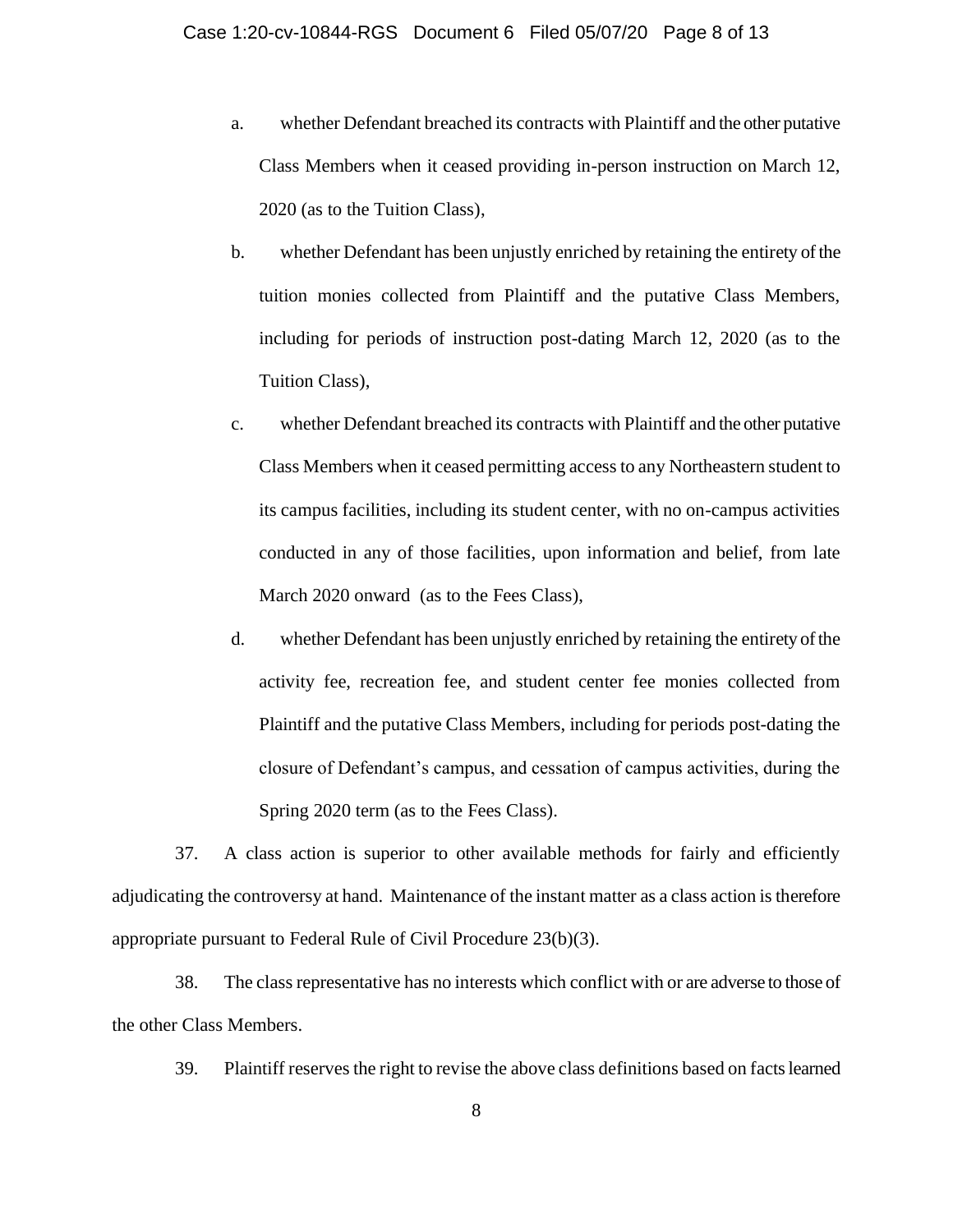a. whether Defendant breached its contracts with Plaintiff and the other putative Class Members when it ceased providing in-person instruction on March 12, 2020 (as to the Tuition Class),

b. whether Defendant has been unjustly enriched by retaining the entirety of the tuition monies collected from Plaintiff and the putative Class Members, including for periods of instruction post-dating March 12, 2020 (as to the Tuition Class),

c. whether Defendant breached its contracts with Plaintiff and the other putative Class Members when it ceased permitting access to any Northeastern student to its campus facilities, including its student center, with no on-campus activities conducted in any of those facilities, upon information and belief, from late March 2020 onward (as to the Fees Class),

d. whether Defendant has been unjustly enriched by retaining the entirety of the activity fee, recreation fee, and student center fee monies collected from Plaintiff and the putative Class Members, including for periods post-dating the closure of Defendant's campus, and cessation of campus activities, during the Spring 2020 term (as to the Fees Class).

37. A class action is superior to other available methods for fairly and efficiently adjudicating the controversy at hand. Maintenance of the instant matter as a class action is therefore appropriate pursuant to Federal Rule of Civil Procedure 23(b)(3).

38. The class representative has no interests which conflict with or are adverse to those of the other Class Members.

39. Plaintiff reserves the right to revise the above class definitions based on facts learned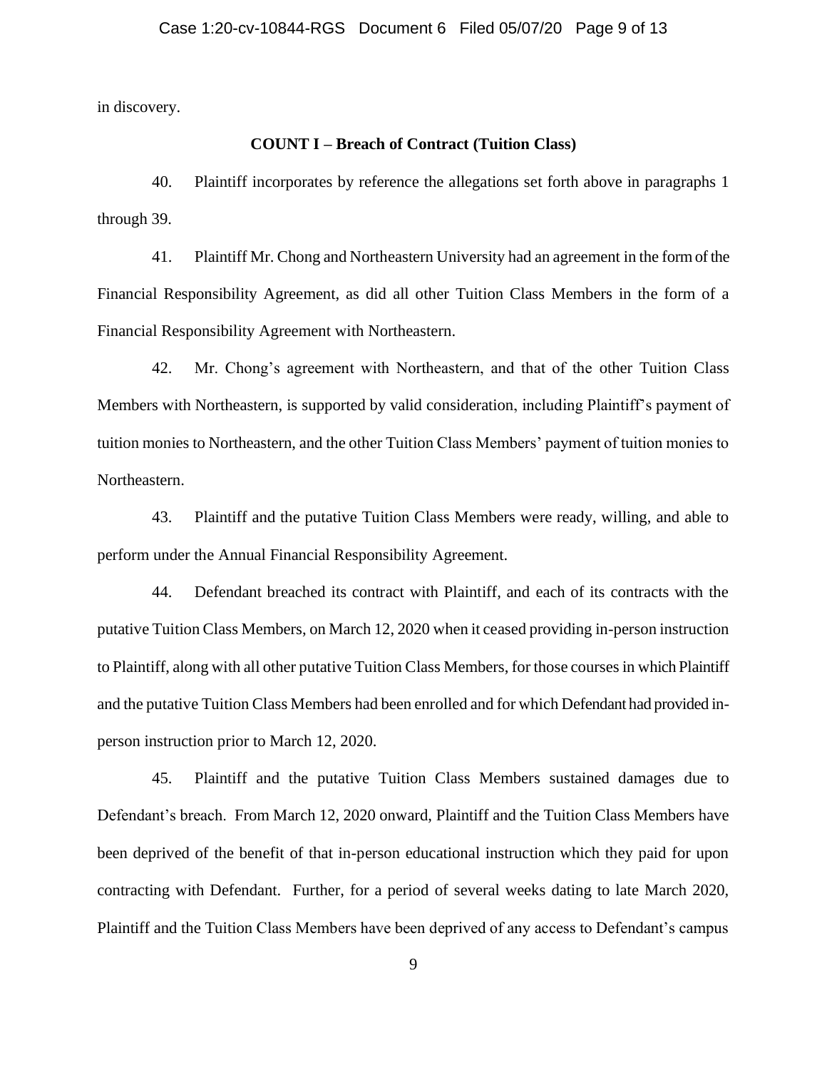in discovery.

**COUNT I – Breach of Contract (Tuition Class)**

40. Plaintiff incorporates by reference the allegations set forth above in paragraphs 1 through 39.

41. Plaintiff Mr. Chong and Northeastern University had an agreement in the form of the Financial Responsibility Agreement, as did all other Tuition Class Members in the form of a Financial Responsibility Agreement with Northeastern.

42. Mr. Chong's agreement with Northeastern, and that of the other Tuition Class Members with Northeastern, is supported by valid consideration, including Plaintiff's payment of tuition monies to Northeastern, and the other Tuition Class Members' payment of tuition monies to Northeastern.

43. Plaintiff and the putative Tuition Class Members were ready, willing, and able to perform under the Annual Financial Responsibility Agreement.

44. Defendant breached its contract with Plaintiff, and each of its contracts with the putative Tuition Class Members, on March 12, 2020 when it ceased providing in-person instruction to Plaintiff, along with all other putative Tuition Class Members, for those courses in which Plaintiff and the putative Tuition Class Members had been enrolled and for which Defendant had provided in-person instruction prior to March 12, 2020.

45. Plaintiff and the putative Tuition Class Members sustained damages due to Defendant's breach. From March 12, 2020 onward, Plaintiff and the Tuition Class Members have been deprived of the benefit of that in-person educational instruction which they paid for upon contracting with Defendant. Further, for a period of several weeks dating to late March 2020, Plaintiff and the Tuition Class Members have been deprived of any access to Defendant's campus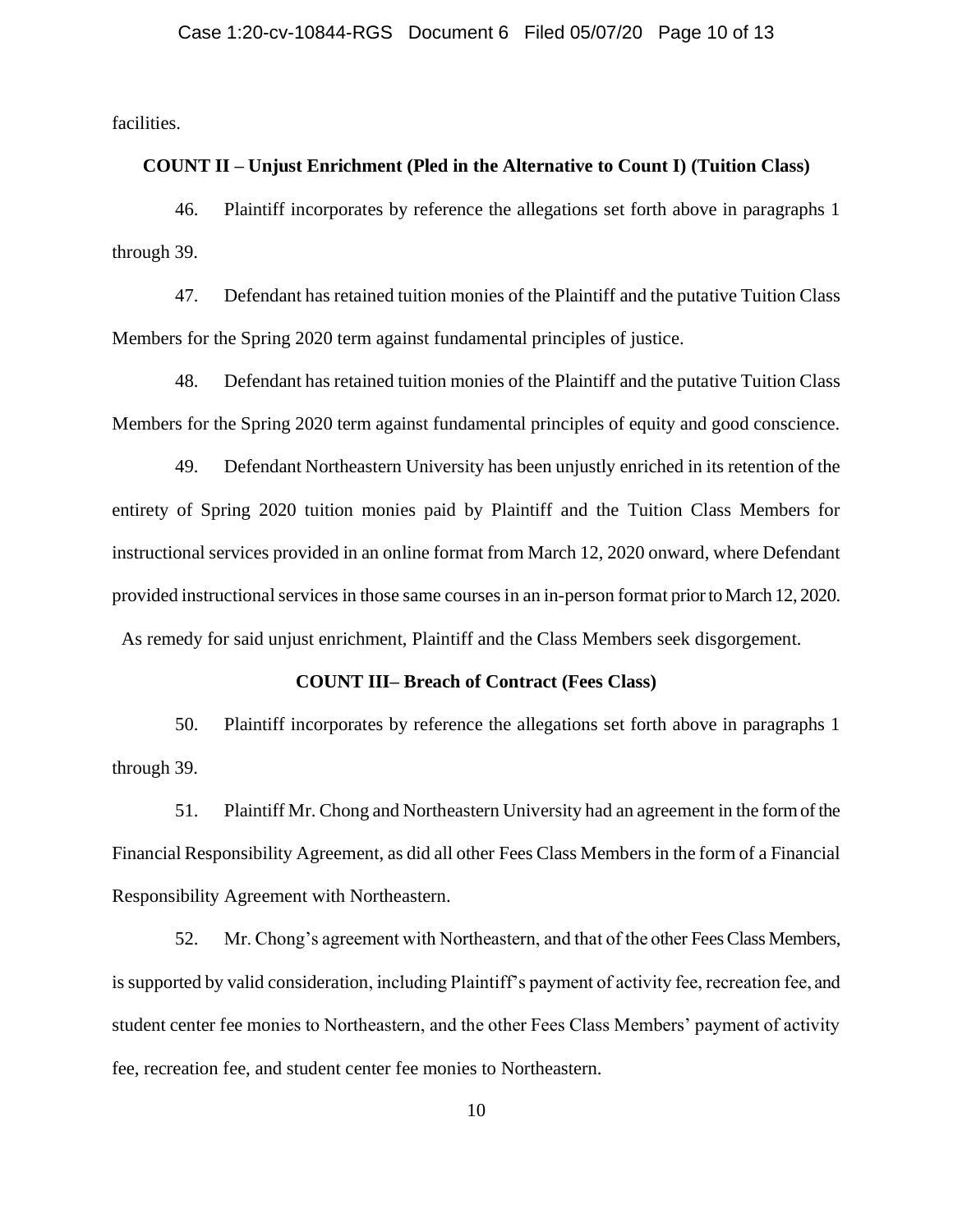facilities.

**COUNT II – Unjust Enrichment (Pled in the Alternative to Count I) (Tuition Class)**

46. Plaintiff incorporates by reference the allegations set forth above in paragraphs 1 through 39.

47. Defendant has retained tuition monies of the Plaintiff and the putative Tuition Class Members for the Spring 2020 term against fundamental principles of justice.

48. Defendant has retained tuition monies of the Plaintiff and the putative Tuition Class Members for the Spring 2020 term against fundamental principles of equity and good conscience.

49. Defendant Northeastern University has been unjustly enriched in its retention of the entirety of Spring 2020 tuition monies paid by Plaintiff and the Tuition Class Members for instructional services provided in an online format from March 12, 2020 onward, where Defendant provided instructional services in those same courses in an in-person format prior to March 12, 2020. As remedy for said unjust enrichment, Plaintiff and the Class Members seek disgorgement.

**COUNT III– Breach of Contract (Fees Class)**

50. Plaintiff incorporates by reference the allegations set forth above in paragraphs 1 through 39.

51. Plaintiff Mr. Chong and Northeastern University had an agreement in the form of the Financial Responsibility Agreement, as did all other Fees Class Members in the form of a Financial Responsibility Agreement with Northeastern.

52. Mr. Chong's agreement with Northeastern, and that of the other Fees Class Members, is supported by valid consideration, including Plaintiff's payment of activity fee, recreation fee, and student center fee monies to Northeastern, and the other Fees Class Members' payment of activity fee, recreation fee, and student center fee monies to Northeastern.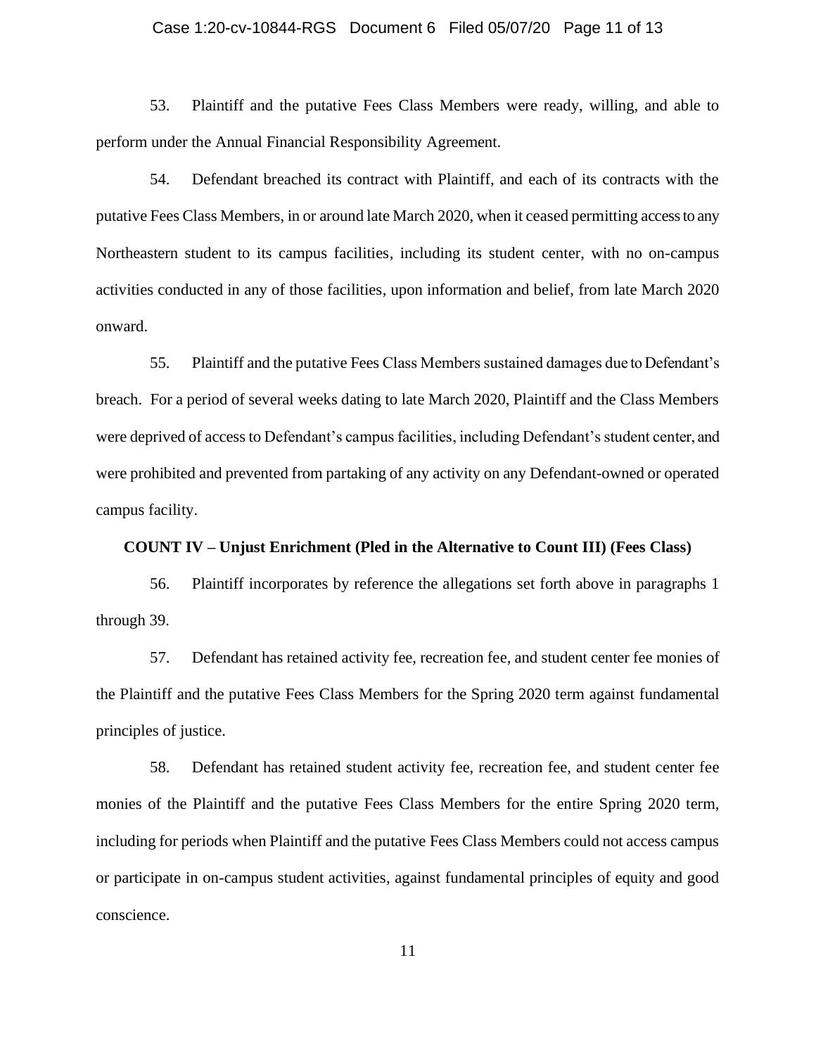53. Plaintiff and the putative Fees Class Members were ready, willing, and able to perform under the Annual Financial Responsibility Agreement.

54. Defendant breached its contract with Plaintiff, and each of its contracts with the putative Fees Class Members, in or around late March 2020, when it ceased permitting access to any Northeastern student to its campus facilities, including its student center, with no on-campus activities conducted in any of those facilities, upon information and belief, from late March 2020 onward.

55. Plaintiff and the putative Fees Class Members sustained damages due to Defendant's breach. For a period of several weeks dating to late March 2020, Plaintiff and the Class Members were deprived of access to Defendant's campus facilities, including Defendant's student center, and were prohibited and prevented from partaking of any activity on any Defendant-owned or operated campus facility.

**COUNT IV – Unjust Enrichment (Pled in the Alternative to Count III) (Fees Class)**

56. Plaintiff incorporates by reference the allegations set forth above in paragraphs 1 through 39.

57. Defendant has retained activity fee, recreation fee, and student center fee monies of the Plaintiff and the putative Fees Class Members for the Spring 2020 term against fundamental principles of justice.

58. Defendant has retained student activity fee, recreation fee, and student center fee monies of the Plaintiff and the putative Fees Class Members for the entire Spring 2020 term, including for periods when Plaintiff and the putative Fees Class Members could not access campus or participate in on-campus student activities, against fundamental principles of equity and good conscience.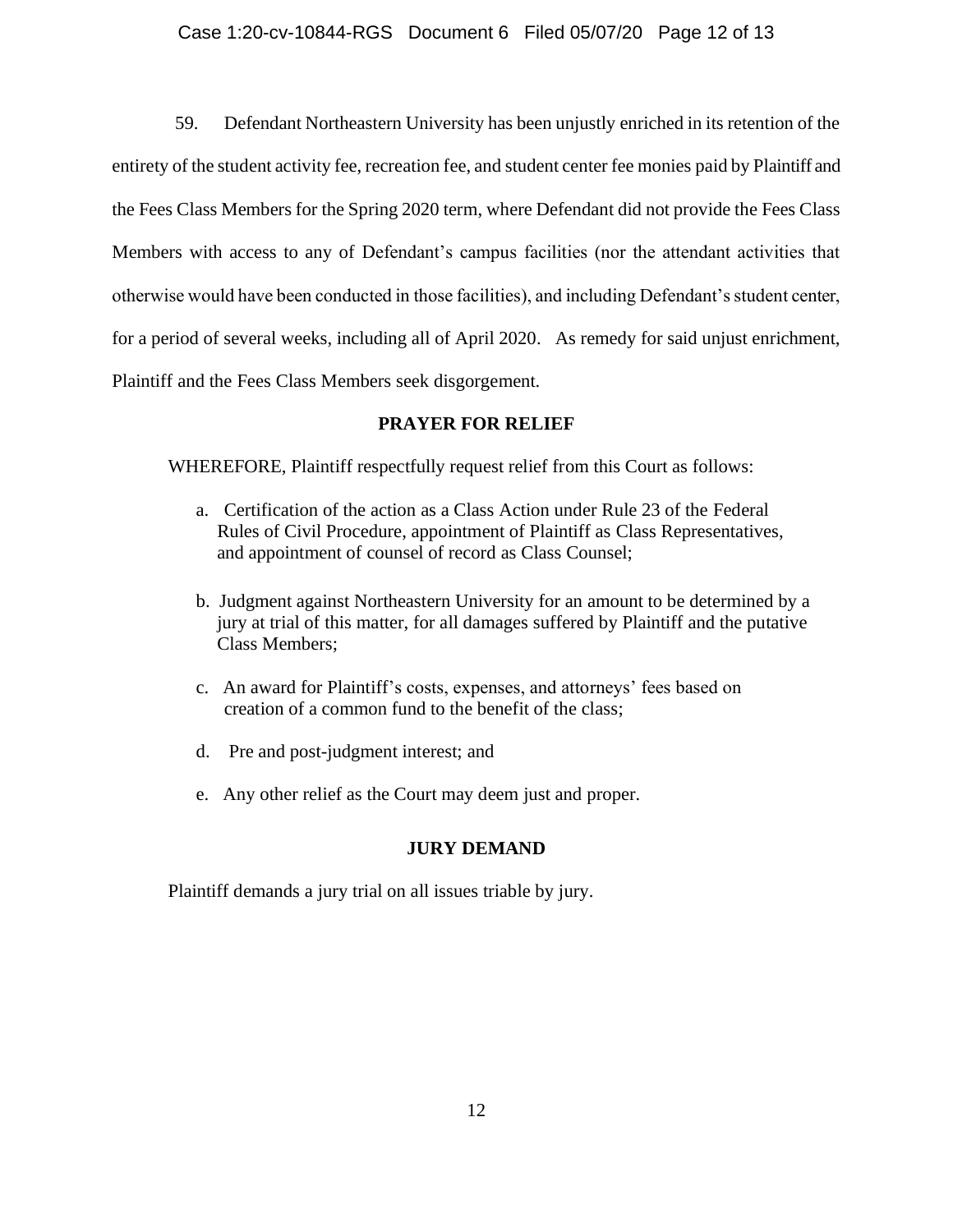59. Defendant Northeastern University has been unjustly enriched in its retention of the entirety of the student activity fee, recreation fee, and student center fee monies paid by Plaintiff and the Fees Class Members for the Spring 2020 term, where Defendant did not provide the Fees Class Members with access to any of Defendant's campus facilities (nor the attendant activities that otherwise would have been conducted in those facilities), and including Defendant's student center, for a period of several weeks, including all of April 2020. As remedy for said unjust enrichment, Plaintiff and the Fees Class Members seek disgorgement.

## PRAYER FOR RELIEF

WHEREFORE, Plaintiff respectfully request relief from this Court as follows:

a. Certification of the action as a Class Action under Rule 23 of the Federal Rules of Civil Procedure, appointment of Plaintiff as Class Representatives, and appointment of counsel of record as Class Counsel;

b. Judgment against Northeastern University for an amount to be determined by a jury at trial of this matter, for all damages suffered by Plaintiff and the putative Class Members;

c. An award for Plaintiff's costs, expenses, and attorneys' fees based on creation of a common fund to the benefit of the class;

d. Pre and post-judgment interest; and

e. Any other relief as the Court may deem just and proper.

## JURY DEMAND

Plaintiff demands a jury trial on all issues triable by jury.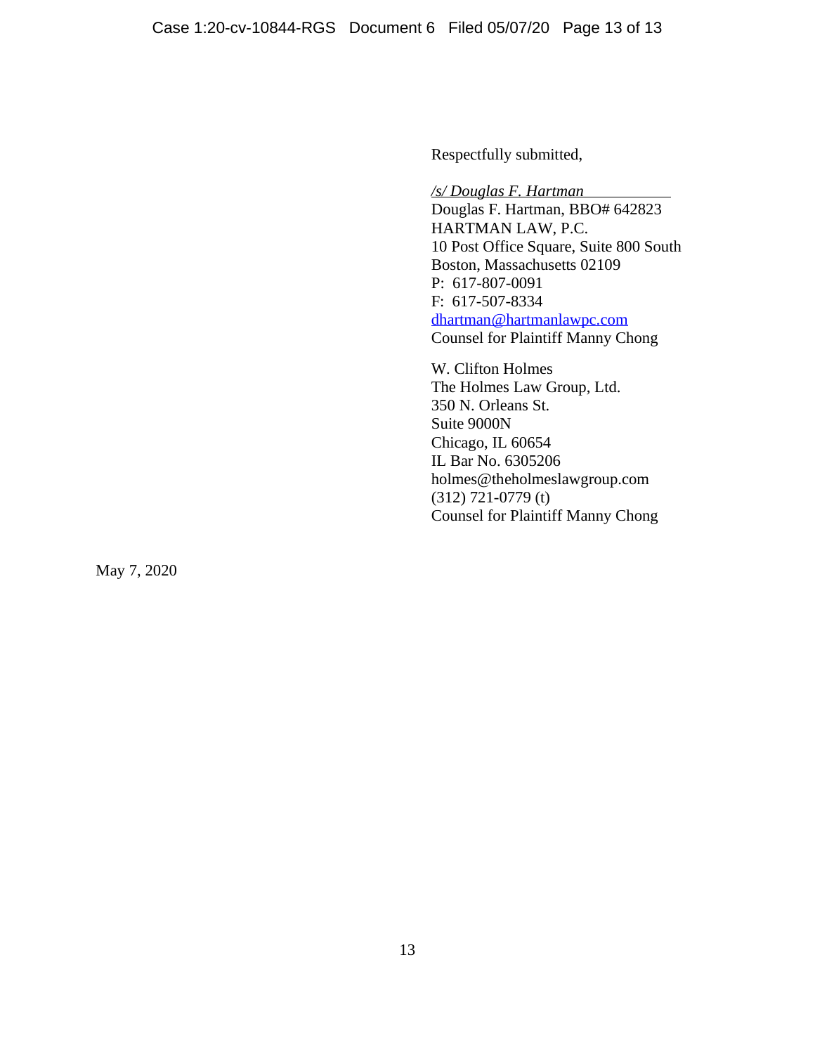Respectfully submitted,

*/s/ Douglas F. Hartman*
Douglas F. Hartman, BBO# 642823
HARTMAN LAW, P.C.
10 Post Office Square, Suite 800 South
Boston, Massachusetts 02109
P: 617-807-0091
F: 617-507-8334
dhartman@hartmanlawpc.com
Counsel for Plaintiff Manny Chong

W. Clifton Holmes
The Holmes Law Group, Ltd.
350 N. Orleans St.
Suite 9000N
Chicago, IL 60654
IL Bar No. 6305206
holmes@theholmeslawgroup.com
(312) 721-0779 (t)
Counsel for Plaintiff Manny Chong

May 7, 2020